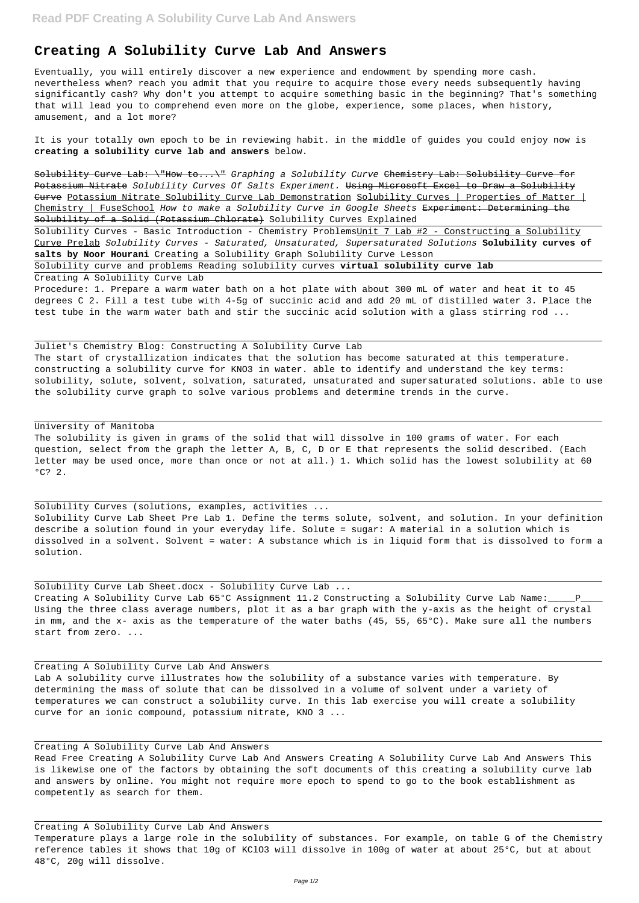# Creating A Solubility Curve Lab And Answers

Eventually, you will entirely discover a new experience and endowment by spending more cash. nevertheless when? reach you admit that you require to acquire those every needs subsequently having significantly cash? Why don't you attempt to acquire something basic in the beginning? That's something that will lead you to comprehend even more on the globe, experience, some places, when history, amusement, and a lot more?

It is your totally own epoch to be in reviewing habit. in the middle of guides you could enjoy now is **creating a solubility curve lab and answers** below.

~~Solubility Curve Lab: \"How to...\"~~ *Graphing a Solubility Curve* ~~Chemistry Lab: Solubility Curve for Potassium Nitrate~~ *Solubility Curves Of Salts Experiment.* ~~Using Microsoft Excel to Draw a Solubility Curve~~ Potassium Nitrate Solubility Curve Lab Demonstration Solubility Curves | Properties of Matter | Chemistry | FuseSchool *How to make a Solubility Curve in Google Sheets* ~~Experiment: Determining the Solubility of a Solid (Potassium Chlorate)~~ Solubility Curves Explained

Solubility Curves - Basic Introduction - Chemistry ProblemsUnit 7 Lab #2 - Constructing a Solubility Curve Prelab *Solubility Curves - Saturated, Unsaturated, Supersaturated Solutions* **Solubility curves of salts by Noor Hourani** Creating a Solubility Graph Solubility Curve Lesson

Solubility curve and problems Reading solubility curves **virtual solubility curve lab**

Creating A Solubility Curve Lab

Procedure: 1. Prepare a warm water bath on a hot plate with about 300 mL of water and heat it to 45 degrees C 2. Fill a test tube with 4-5g of succinic acid and add 20 mL of distilled water 3. Place the test tube in the warm water bath and stir the succinic acid solution with a glass stirring rod ...

Juliet's Chemistry Blog: Constructing A Solubility Curve Lab

The start of crystallization indicates that the solution has become saturated at this temperature. constructing a solubility curve for $KNO_3$ in water. able to identify and understand the key terms: solubility, solute, solvent, solvation, saturated, unsaturated and supersaturated solutions. able to use the solubility curve graph to solve various problems and determine trends in the curve.

University of Manitoba

The solubility is given in grams of the solid that will dissolve in 100 grams of water. For each question, select from the graph the letter A, B, C, D or E that represents the solid described. (Each letter may be used once, more than once or not at all.) 1. Which solid has the lowest solubility at 60 °C? 2.

Solubility Curves (solutions, examples, activities ...

Solubility Curve Lab Sheet Pre Lab 1. Define the terms solute, solvent, and solution. In your definition describe a solution found in your everyday life. Solute = sugar: A material in a solution which is dissolved in a solvent. Solvent = water: A substance which is in liquid form that is dissolved to form a solution.

Solubility Curve Lab Sheet.docx - Solubility Curve Lab ...

Creating A Solubility Curve Lab 65°C Assignment 11.2 Constructing a Solubility Curve Lab Name:_____P____ Using the three class average numbers, plot it as a bar graph with the y-axis as the height of crystal in mm, and the x- axis as the temperature of the water baths (45, 55, 65°C). Make sure all the numbers start from zero. ...

Creating A Solubility Curve Lab And Answers

Lab A solubility curve illustrates how the solubility of a substance varies with temperature. By determining the mass of solute that can be dissolved in a volume of solvent under a variety of temperatures we can construct a solubility curve. In this lab exercise you will create a solubility curve for an ionic compound, potassium nitrate, $KNO_3$ ...

Creating A Solubility Curve Lab And Answers

Read Free Creating A Solubility Curve Lab And Answers Creating A Solubility Curve Lab And Answers This is likewise one of the factors by obtaining the soft documents of this creating a solubility curve lab and answers by online. You might not require more epoch to spend to go to the book establishment as competently as search for them.

Creating A Solubility Curve Lab And Answers

Temperature plays a large role in the solubility of substances. For example, on table G of the Chemistry reference tables it shows that 10g of $KClO_3$ will dissolve in 100g of water at about 25°C, but at about 48°C, 20g will dissolve.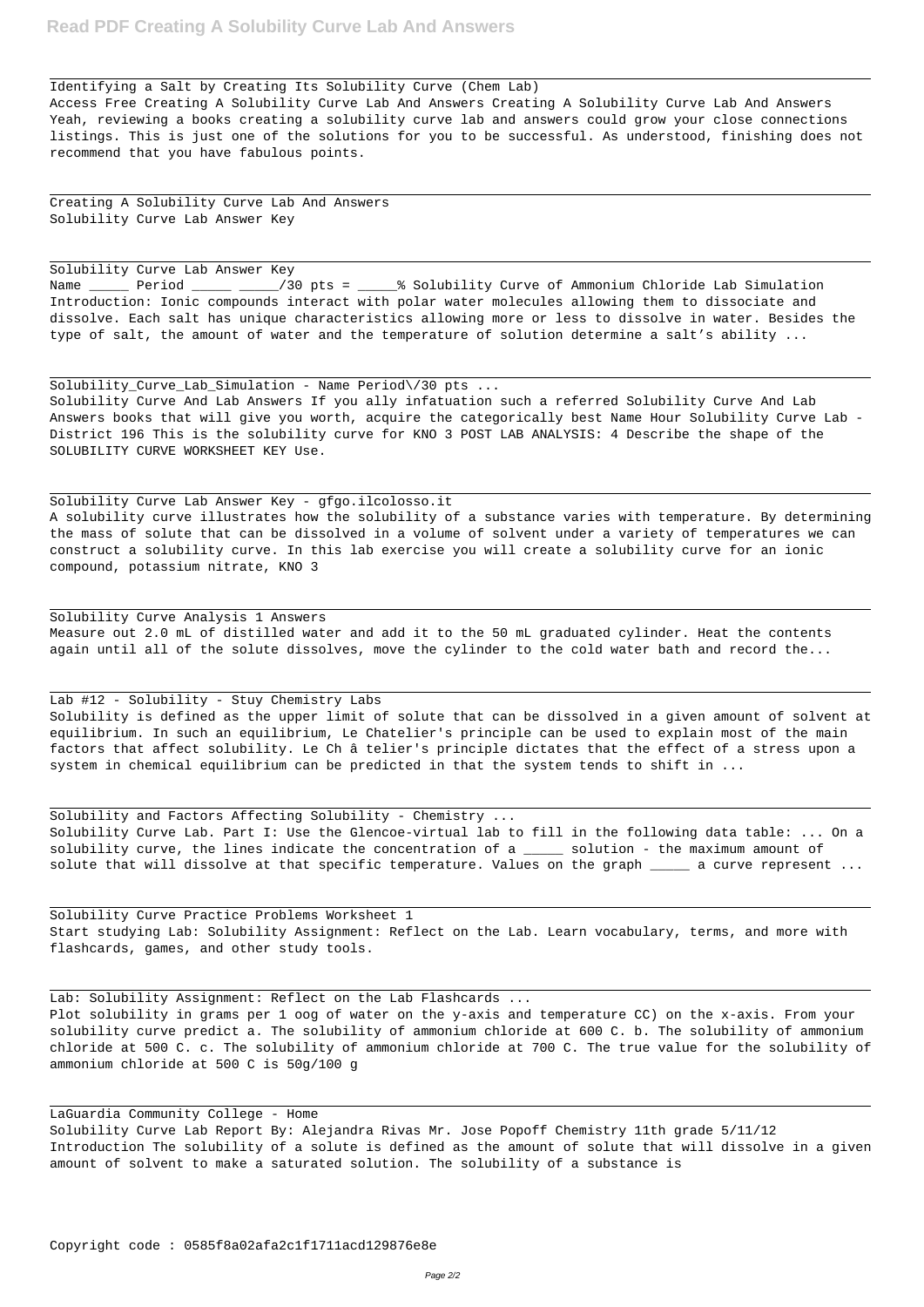Identifying a Salt by Creating Its Solubility Curve (Chem Lab)
Access Free Creating A Solubility Curve Lab And Answers Creating A Solubility Curve Lab And Answers Yeah, reviewing a books creating a solubility curve lab and answers could grow your close connections listings. This is just one of the solutions for you to be successful. As understood, finishing does not recommend that you have fabulous points.

Creating A Solubility Curve Lab And Answers
Solubility Curve Lab Answer Key

Solubility Curve Lab Answer Key
Name _____ Period _____ _____/30 pts = _____% Solubility Curve of Ammonium Chloride Lab Simulation Introduction: Ionic compounds interact with polar water molecules allowing them to dissociate and dissolve. Each salt has unique characteristics allowing more or less to dissolve in water. Besides the type of salt, the amount of water and the temperature of solution determine a salt's ability ...

Solubility_Curve_Lab_Simulation - Name Period\/30 pts ...
Solubility Curve And Lab Answers If you ally infatuation such a referred Solubility Curve And Lab Answers books that will give you worth, acquire the categorically best Name Hour Solubility Curve Lab - District 196 This is the solubility curve for KNO 3 POST LAB ANALYSIS: 4 Describe the shape of the SOLUBILITY CURVE WORKSHEET KEY Use.

Solubility Curve Lab Answer Key - gfgo.ilcolosso.it
A solubility curve illustrates how the solubility of a substance varies with temperature. By determining the mass of solute that can be dissolved in a volume of solvent under a variety of temperatures we can construct a solubility curve. In this lab exercise you will create a solubility curve for an ionic compound, potassium nitrate, KNO 3

Solubility Curve Analysis 1 Answers
Measure out 2.0 mL of distilled water and add it to the 50 mL graduated cylinder. Heat the contents again until all of the solute dissolves, move the cylinder to the cold water bath and record the...

Lab #12 - Solubility - Stuy Chemistry Labs
Solubility is defined as the upper limit of solute that can be dissolved in a given amount of solvent at equilibrium. In such an equilibrium, Le Chatelier's principle can be used to explain most of the main factors that affect solubility. Le Ch â telier's principle dictates that the effect of a stress upon a system in chemical equilibrium can be predicted in that the system tends to shift in ...

Solubility and Factors Affecting Solubility - Chemistry ...
Solubility Curve Lab. Part I: Use the Glencoe-virtual lab to fill in the following data table: ... On a solubility curve, the lines indicate the concentration of a _____ solution - the maximum amount of solute that will dissolve at that specific temperature. Values on the graph _____ a curve represent ...

Solubility Curve Practice Problems Worksheet 1
Start studying Lab: Solubility Assignment: Reflect on the Lab. Learn vocabulary, terms, and more with flashcards, games, and other study tools.

Lab: Solubility Assignment: Reflect on the Lab Flashcards ...
Plot solubility in grams per 1 oog of water on the y-axis and temperature CC) on the x-axis. From your solubility curve predict a. The solubility of ammonium chloride at 600 C. b. The solubility of ammonium chloride at 500 C. c. The solubility of ammonium chloride at 700 C. The true value for the solubility of ammonium chloride at 500 C is 50g/100 g

LaGuardia Community College - Home
Solubility Curve Lab Report By: Alejandra Rivas Mr. Jose Popoff Chemistry 11th grade 5/11/12 Introduction The solubility of a solute is defined as the amount of solute that will dissolve in a given amount of solvent to make a saturated solution. The solubility of a substance is

Copyright code : 0585f8a02afa2c1f1711acd129876e8e